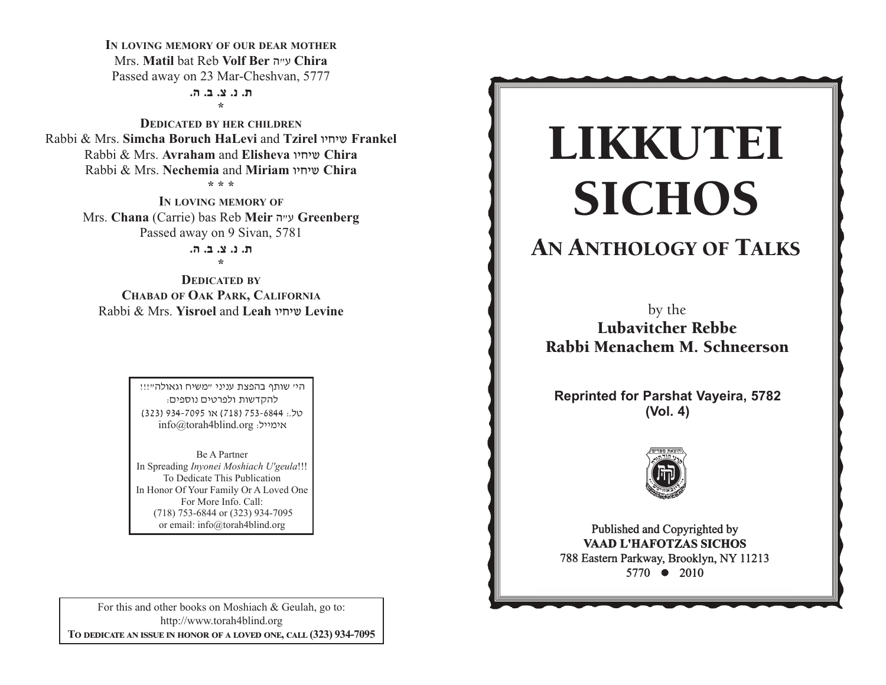**In loving memory of our dear mother**
Mrs. **Matil** bat Reb **Volf Ber** ע"ה **Chira**
Passed away on 23 Mar-Cheshvan, 5777

**ת. נ. צ. ב. ה.**

*

**Dedicated by her children**
Rabbi & Mrs. **Simcha Boruch HaLevi** and **Tzirel** שיחיו **Frankel**
Rabbi & Mrs. **Avraham** and **Elisheva** שיחיו **Chira**
Rabbi & Mrs. **Nechemia** and **Miriam** שיחיו **Chira**

* * *

**In loving memory of**
Mrs. **Chana** (Carrie) bas Reb **Meir** ע"ה **Greenberg**
Passed away on 9 Sivan, 5781

**ת. נ. צ. ב. ה.**

*

**Dedicated by**
**Chabad of Oak Park, California**
Rabbi & Mrs. **Yisroel** and **Leah** שיחיו **Levine**

---

הי' שותף בהפצת עניני "משיח וגאולה"!!!
להקדשות ולפרטים נוספים:
טל.: 753-6844 (718) או 934-7095 (323)
אימייל: info@torah4blind.org

Be A Partner
In Spreading *Inyonei Moshiach U'geula*!!!
To Dedicate This Publication
In Honor Of Your Family Or A Loved One
For More Info. Call:
(718) 753-6844 or (323) 934-7095
or email: info@torah4blind.org

---

For this and other books on Moshiach & Geulah, go to:
http://www.torah4blind.org
**To dedicate an issue in honor of a loved one, call (323) 934-7095**

---

# LIKKUTEI SICHOS

## An Anthology of Talks

by the
**Lubavitcher Rebbe**
**Rabbi Menachem M. Schneerson**

**Reprinted for Parshat Vayeira, 5782**
**(Vol. 4)**

Published and Copyrighted by
**VAAD L'HAFOTZAS SICHOS**
788 Eastern Parkway, Brooklyn, NY 11213
5770 ● 2010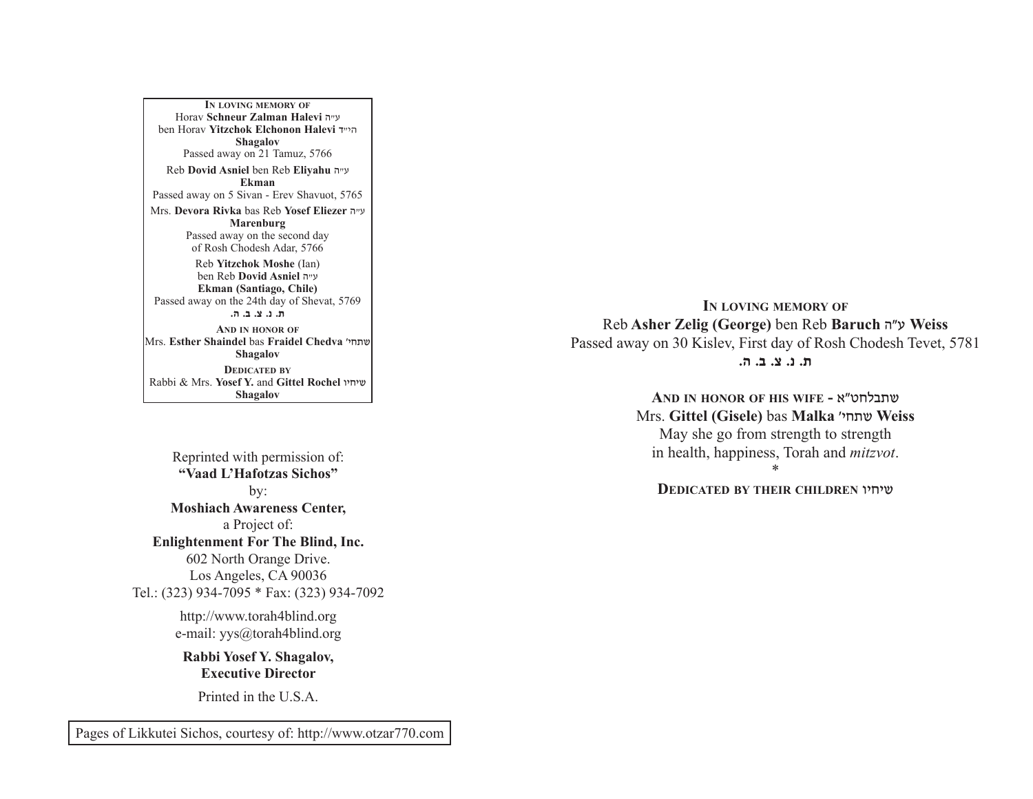**In loving memory of**
Horav **Schneur Zalman Halevi** ע״ה
ben Horav **Yitzchok Elchonon Halevi** הי״ד
**Shagalov**
Passed away on 21 Tamuz, 5766

Reb **Dovid Asniel** ben Reb **Eliyahu** ע״ה
**Ekman**
Passed away on 5 Sivan - Erev Shavuot, 5765

Mrs. **Devora Rivka** bas Reb **Yosef Eliezer** ע״ה
**Marenburg**
Passed away on the second day
of Rosh Chodesh Adar, 5766

Reb **Yitzchok Moshe** (Ian)
ben Reb **Dovid Asniel** ע״ה
**Ekman (Santiago, Chile)**
Passed away on the 24th day of Shevat, 5769
**ת. נ. צ. ב. ה.**

**And in honor of**
Mrs. **Esther Shaindel** bas **Fraidel Chedva** שתחי'
**Shagalov**

**Dedicated by**
Rabbi & Mrs. **Yosef Y.** and **Gittel Rochel** שיחיו
**Shagalov**

Reprinted with permission of:
**"Vaad L'Hafotzas Sichos"**
by:
**Moshiach Awareness Center,**
a Project of:
**Enlightenment For The Blind, Inc.**
602 North Orange Drive.
Los Angeles, CA 90036
Tel.: (323) 934-7095 * Fax: (323) 934-7092

http://www.torah4blind.org
e-mail: yys@torah4blind.org

**Rabbi Yosef Y. Shagalov,**
**Executive Director**

Printed in the U.S.A.

Pages of Likkutei Sichos, courtesy of: http://www.otzar770.com

**In loving memory of**
Reb **Asher Zelig (George)** ben Reb **Baruch** ע"ה **Weiss**
Passed away on 30 Kislev, First day of Rosh Chodesh Tevet, 5781
**ת. נ. צ. ב. ה.**

**And in honor of his wife** - שתבלחט"א
Mrs. **Gittel (Gisele)** bas **Malka** שתחי' **Weiss**
May she go from strength to strength
in health, happiness, Torah and *mitzvot*.
*
**Dedicated by their children** שיחיו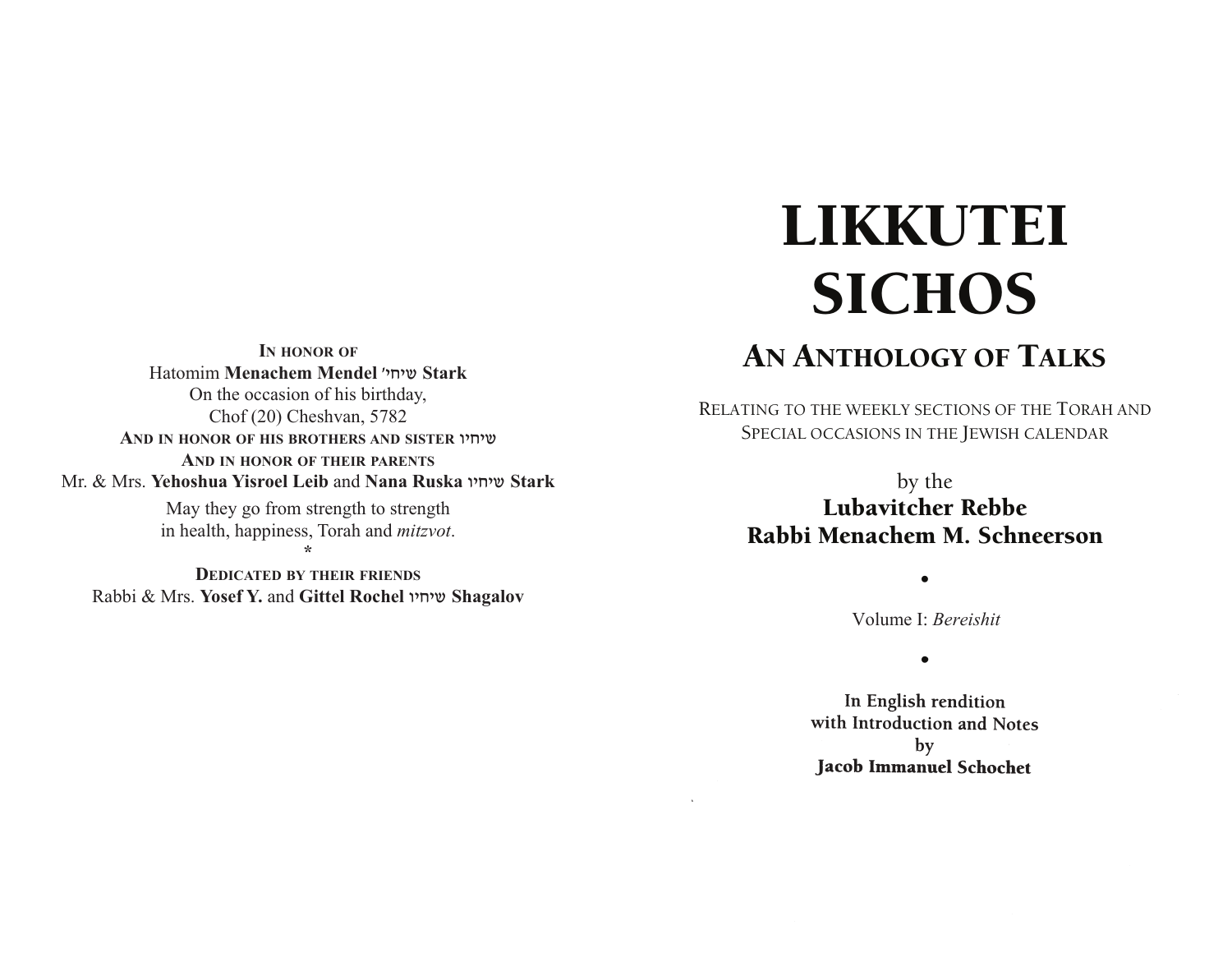In honor of
Hatomim **Menachem Mendel שיחי' Stark**
On the occasion of his birthday,
Chof (20) Cheshvan, 5782
**And in honor of his brothers and sister שיחיו**
**And in honor of their parents**
Mr. & Mrs. **Yehoshua Yisroel Leib** and **Nana Ruska שיחיו Stark**

May they go from strength to strength
in health, happiness, Torah and *mitzvot*.

*

**Dedicated by their friends**
Rabbi & Mrs. **Yosef Y.** and **Gittel Rochel שיחיו Shagalov**

# LIKKUTEI SICHOS

## An Anthology of Talks

Relating to the weekly sections of the Torah and Special occasions in the Jewish calendar

by the
**Lubavitcher Rebbe**
**Rabbi Menachem M. Schneerson**

•

Volume I: *Bereishit*

•

**In English rendition**
**with Introduction and Notes**
**by**
**Jacob Immanuel Schochet**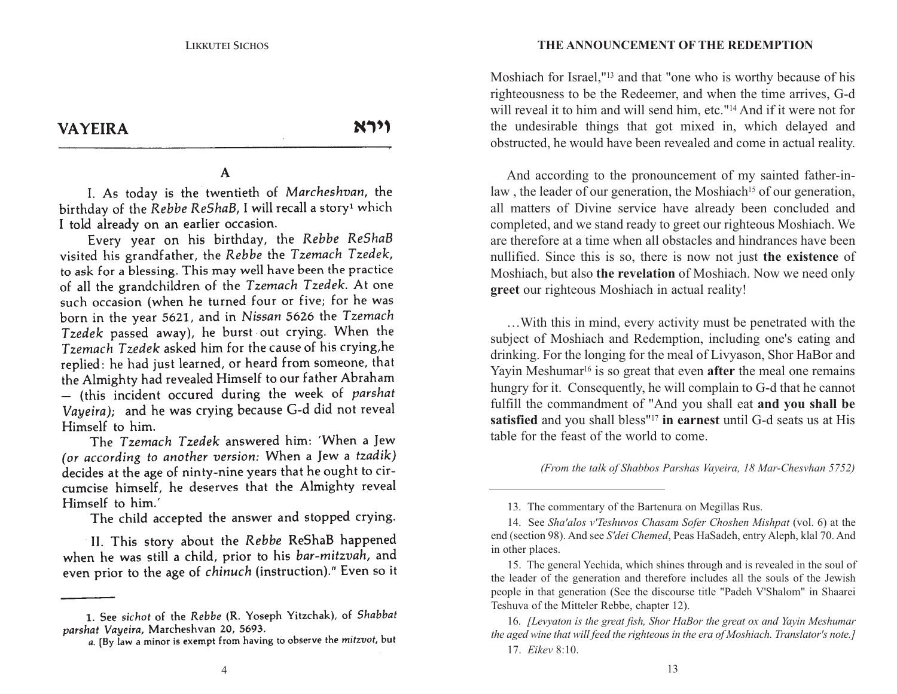## VAYEIRA וירא

### A

I. As today is the twentieth of *Marcheshvan*, the birthday of the *Rebbe ReShaB*, I will recall a story[1] which I told already on an earlier occasion.

Every year on his birthday, the *Rebbe ReShaB* visited his grandfather, the *Rebbe* the *Tzemach Tzedek*, to ask for a blessing. This may well have been the practice of all the grandchildren of the *Tzemach Tzedek*. At one such occasion (when he turned four or five; for he was born in the year 5621, and in *Nissan* 5626 the *Tzemach Tzedek* passed away), he burst out crying. When the *Tzemach Tzedek* asked him for the cause of his crying,he replied: he had just learned, or heard from someone, that the Almighty had revealed Himself to our father Abraham — (this incident occured during the week of *parshat Vayeira*); and he was crying because G-d did not reveal Himself to him.

The *Tzemach Tzedek* answered him: 'When a Jew *(or according to another version:* When a Jew a *tzadik)* decides at the age of ninty-nine years that he ought to circumcise himself, he deserves that the Almighty reveal Himself to him.'

The child accepted the answer and stopped crying.

II. This story about the *Rebbe* ReShaB happened when he was still a child, prior to his *bar-mitzvah*, and even prior to the age of *chinuch* (instruction)." Even so it

---

1. See *sichot* of the *Rebbe* (R. Yoseph Yitzchak), of *Shabbat parshat Vayeira*, Marcheshvan 20, 5693.

*a.* [By law a minor is exempt from having to observe the *mitzvot*, but

---

Moshiach for Israel,"[13] and that "one who is worthy because of his righteousness to be the Redeemer, and when the time arrives, G-d will reveal it to him and will send him, etc."[14] And if it were not for the undesirable things that got mixed in, which delayed and obstructed, he would have been revealed and come in actual reality.

And according to the pronouncement of my sainted father-in-law , the leader of our generation, the Moshiach[15] of our generation, all matters of Divine service have already been concluded and completed, and we stand ready to greet our righteous Moshiach. We are therefore at a time when all obstacles and hindrances have been nullified. Since this is so, there is now not just **the existence** of Moshiach, but also **the revelation** of Moshiach. Now we need only **greet** our righteous Moshiach in actual reality!

…With this in mind, every activity must be penetrated with the subject of Moshiach and Redemption, including one's eating and drinking. For the longing for the meal of Livyason, Shor HaBor and Yayin Meshumar[16] is so great that even **after** the meal one remains hungry for it. Consequently, he will complain to G-d that he cannot fulfill the commandment of "And you shall eat **and you shall be satisfied** and you shall bless"[17] **in earnest** until G-d seats us at His table for the feast of the world to come.

*(From the talk of Shabbos Parshas Vayeira, 18 Mar-Chesvhan 5752)*

---

13. The commentary of the Bartenura on Megillas Rus.

14. See *Sha'alos v'Teshuvos Chasam Sofer Choshen Mishpat* (vol. 6) at the end (section 98). And see *S'dei Chemed*, Peas HaSadeh, entry Aleph, klal 70. And in other places.

15. The general Yechida, which shines through and is revealed in the soul of the leader of the generation and therefore includes all the souls of the Jewish people in that generation (See the discourse title "Padeh V'Shalom" in Shaarei Teshuva of the Mitteler Rebbe, chapter 12).

16. *[Levyaton is the great fish, Shor HaBor the great ox and Yayin Meshumar the aged wine that will feed the righteous in the era of Moshiach. Translator's note.]*

17. *Eikev* 8:10.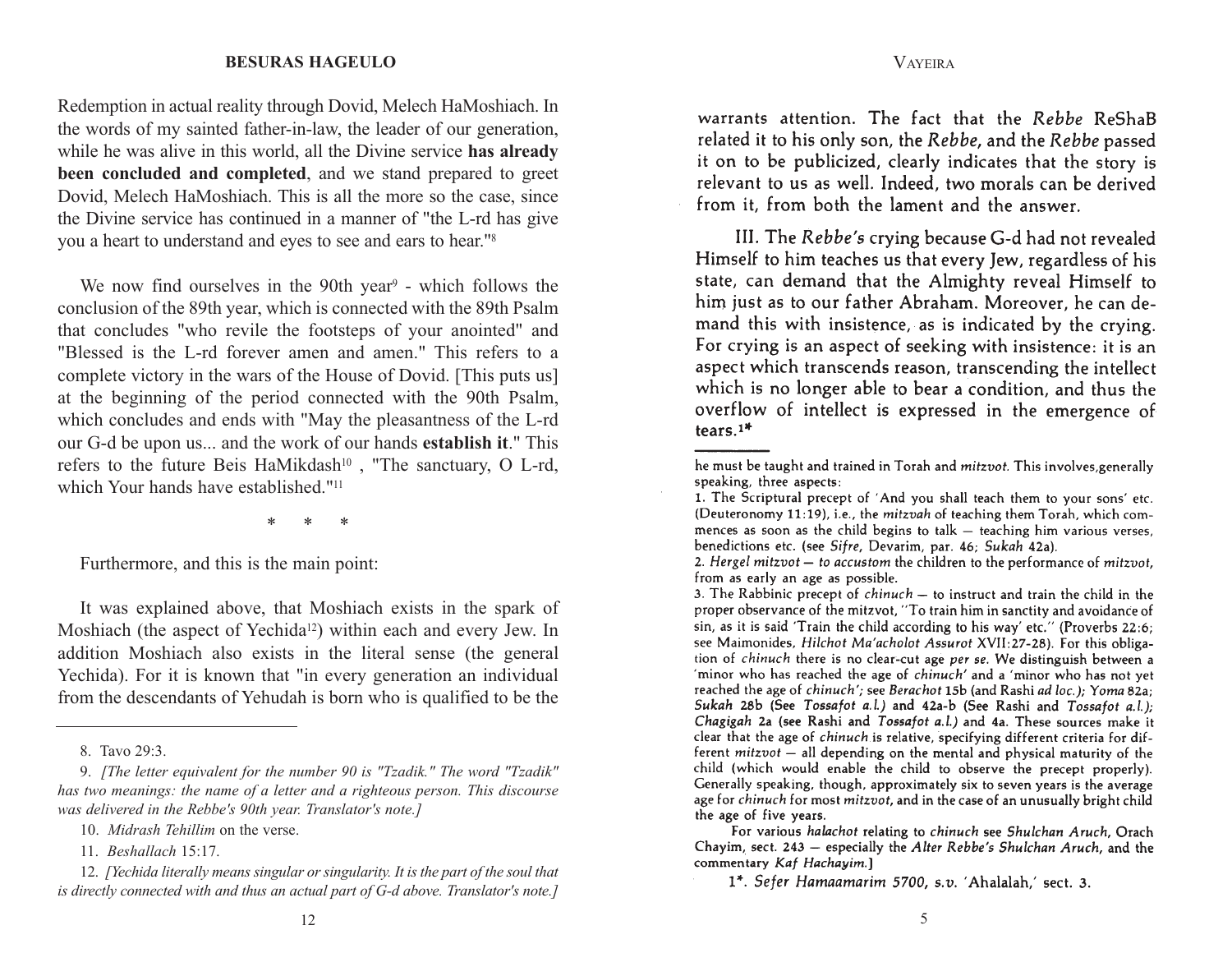Redemption in actual reality through Dovid, Melech HaMoshiach. In the words of my sainted father-in-law, the leader of our generation, while he was alive in this world, all the Divine service **has already been concluded and completed**, and we stand prepared to greet Dovid, Melech HaMoshiach. This is all the more so the case, since the Divine service has continued in a manner of "the L-rd has give you a heart to understand and eyes to see and ears to hear."[8]

We now find ourselves in the 90th year[9] - which follows the conclusion of the 89th year, which is connected with the 89th Psalm that concludes "who revile the footsteps of your anointed" and "Blessed is the L-rd forever amen and amen." This refers to a complete victory in the wars of the House of Dovid. [This puts us] at the beginning of the period connected with the 90th Psalm, which concludes and ends with "May the pleasantness of the L-rd our G-d be upon us... and the work of our hands **establish it**." This refers to the future Beis HaMikdash[10] , "The sanctuary, O L-rd, which Your hands have established."[11]

\* \* \*

Furthermore, and this is the main point:

It was explained above, that Moshiach exists in the spark of Moshiach (the aspect of Yechida[12]) within each and every Jew. In addition Moshiach also exists in the literal sense (the general Yechida). For it is known that "in every generation an individual from the descendants of Yehudah is born who is qualified to be the

---

8. Tavo 29:3.

9. *[The letter equivalent for the number 90 is "Tzadik." The word "Tzadik" has two meanings: the name of a letter and a righteous person. This discourse was delivered in the Rebbe's 90th year. Translator's note.]*

10. *Midrash Tehillim* on the verse.

11. *Beshallach* 15:17.

12. *[Yechida literally means singular or singularity. It is the part of the soul that is directly connected with and thus an actual part of G-d above. Translator's note.]*

warrants attention. The fact that the *Rebbe* ReShaB related it to his only son, the *Rebbe*, and the *Rebbe* passed it on to be publicized, clearly indicates that the story is relevant to us as well. Indeed, two morals can be derived from it, from both the lament and the answer.

III. The *Rebbe's* crying because G-d had not revealed Himself to him teaches us that every Jew, regardless of his state, can demand that the Almighty reveal Himself to him just as to our father Abraham. Moreover, he can demand this with insistence, as is indicated by the crying. For crying is an aspect of seeking with insistence: it is an aspect which transcends reason, transcending the intellect which is no longer able to bear a condition, and thus the overflow of intellect is expressed in the emergence of tears.[1*]

---

he must be taught and trained in Torah and *mitzvot*. This involves, generally speaking, three aspects:

1. The Scriptural precept of 'And you shall teach them to your sons' etc. (Deuteronomy 11:19), i.e., the *mitzvah* of teaching them Torah, which commences as soon as the child begins to talk — teaching him various verses, benedictions etc. (see *Sifre*, Devarim, par. 46; *Sukah* 42a).

2. *Hergel mitzvot — to accustom* the children to the performance of *mitzvot*, from as early an age as possible.

3. The Rabbinic precept of *chinuch* — to instruct and train the child in the proper observance of the mitzvot, "To train him in sanctity and avoidance of sin, as it is said 'Train the child according to his way' etc." (Proverbs 22:6; see Maimonides, *Hilchot Ma'acholot Assurot* XVII:27-28). For this obligation of *chinuch* there is no clear-cut age *per se*. We distinguish between a 'minor who has reached the age of *chinuch*' and a 'minor who has not yet reached the age of *chinuch*'; see *Berachot* 15b (and Rashi *ad loc.*); *Yoma* 82a; *Sukah* 28b (See *Tossafot a.l.*) and 42a-b (See Rashi and *Tossafot a.l.*); *Chagigah* 2a (see Rashi and *Tossafot a.l.*) and 4a. These sources make it clear that the age of *chinuch* is relative, specifying different criteria for different *mitzvot* — all depending on the mental and physical maturity of the child (which would enable the child to observe the precept properly). Generally speaking, though, approximately six to seven years is the average age for *chinuch* for most *mitzvot*, and in the case of an unusually bright child the age of five years.

For various *halachot* relating to *chinuch* see *Shulchan Aruch*, Orach Chayim, sect. 243 — especially the *Alter Rebbe's Shulchan Aruch*, and the commentary *Kaf Hachayim*.]

1*. *Sefer Hamaamarim 5700, s.v.* 'Ahalalah,' sect. 3.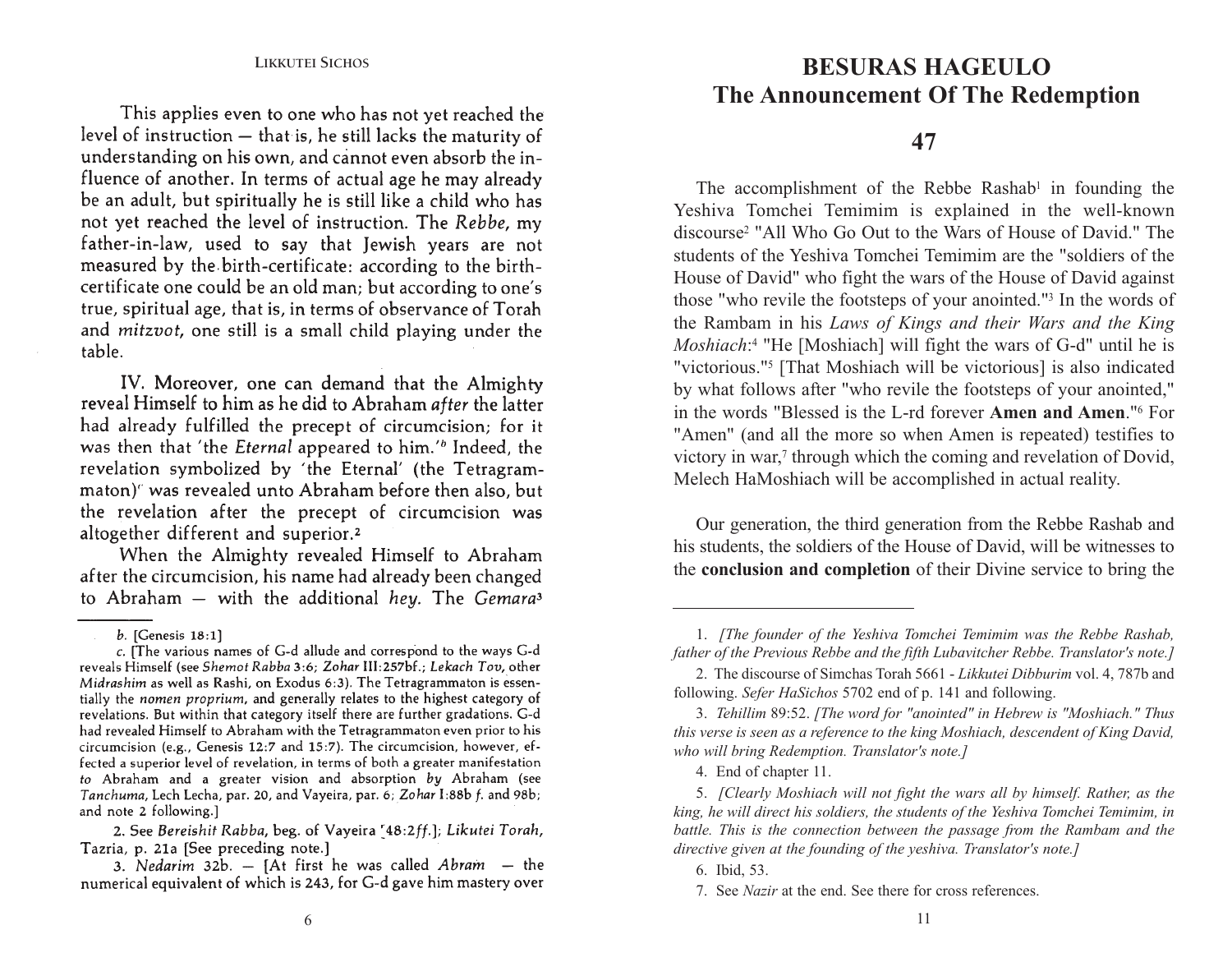This applies even to one who has not yet reached the level of instruction — that is, he still lacks the maturity of understanding on his own, and cannot even absorb the influence of another. In terms of actual age he may already be an adult, but spiritually he is still like a child who has not yet reached the level of instruction. The *Rebbe*, my father-in-law, used to say that Jewish years are not measured by the birth-certificate: according to the birth-certificate one could be an old man; but according to one's true, spiritual age, that is, in terms of observance of Torah and *mitzvot*, one still is a small child playing under the table.

IV. Moreover, one can demand that the Almighty reveal Himself to him as he did to Abraham *after* the latter had already fulfilled the precept of circumcision; for it was then that 'the *Eternal* appeared to him.'[b] Indeed, the revelation symbolized by 'the Eternal' (the Tetragrammaton)[c] was revealed unto Abraham before then also, but the revelation after the precept of circumcision was altogether different and superior.[2]

When the Almighty revealed Himself to Abraham after the circumcision, his name had already been changed to Abraham — with the additional *hey*. The *Gemara*[3]

---

*b*. [Genesis 18:1]

*c*. [The various names of G-d allude and correspond to the ways G-d reveals Himself (see *Shemot Rabba* 3:6; *Zohar* III:257bf.; *Lekach Tov*, other *Midrashim* as well as Rashi, on Exodus 6:3). The Tetragrammaton is essentially the *nomen proprium*, and generally relates to the highest category of revelations. But within that category itself there are further gradations. G-d had revealed Himself to Abraham with the Tetragrammaton even prior to his circumcision (e.g., Genesis 12:7 and 15:7). The circumcision, however, effected a superior level of revelation, in terms of both a greater manifestation *to* Abraham and a greater vision and absorption *by* Abraham (see *Tanchuma*, Lech Lecha, par. 20, and Vayeira, par. 6; *Zohar* I:88b f. and 98b; and note 2 following.]

2. See *Bereishit Rabba*, beg. of Vayeira [48:2*ff*.]; *Likutei Torah*, Tazria, p. 21a [See preceding note.]

3. *Nedarim* 32b. — [At first he was called *Abram* — the numerical equivalent of which is 243, for G-d gave him mastery over

# BESURAS HAGEULO
## The Announcement Of The Redemption

### 47

The accomplishment of the Rebbe Rashab[1] in founding the Yeshiva Tomchei Temimim is explained in the well-known discourse[2] "All Who Go Out to the Wars of House of David." The students of the Yeshiva Tomchei Temimim are the "soldiers of the House of David" who fight the wars of the House of David against those "who revile the footsteps of your anointed."[3] In the words of the Rambam in his *Laws of Kings and their Wars and the King Moshiach*:[4] "He [Moshiach] will fight the wars of G-d" until he is "victorious."[5] [That Moshiach will be victorious] is also indicated by what follows after "who revile the footsteps of your anointed," in the words "Blessed is the L-rd forever **Amen and Amen**."[6] For "Amen" (and all the more so when Amen is repeated) testifies to victory in war,[7] through which the coming and revelation of Dovid, Melech HaMoshiach will be accomplished in actual reality.

Our generation, the third generation from the Rebbe Rashab and his students, the soldiers of the House of David, will be witnesses to the **conclusion and completion** of their Divine service to bring the

---

1. *[The founder of the Yeshiva Tomchei Temimim was the Rebbe Rashab, father of the Previous Rebbe and the fifth Lubavitcher Rebbe. Translator's note.]*

2. The discourse of Simchas Torah 5661 - *Likkutei Dibburim* vol. 4, 787b and following. *Sefer HaSichos* 5702 end of p. 141 and following.

3. *Tehillim* 89:52. *[The word for "anointed" in Hebrew is "Moshiach." Thus this verse is seen as a reference to the king Moshiach, descendent of King David, who will bring Redemption. Translator's note.]*

4. End of chapter 11.

5. *[Clearly Moshiach will not fight the wars all by himself. Rather, as the king, he will direct his soldiers, the students of the Yeshiva Tomchei Temimim, in battle. This is the connection between the passage from the Rambam and the directive given at the founding of the yeshiva. Translator's note.]*

6. Ibid, 53.

7. See *Nazir* at the end. See there for cross references.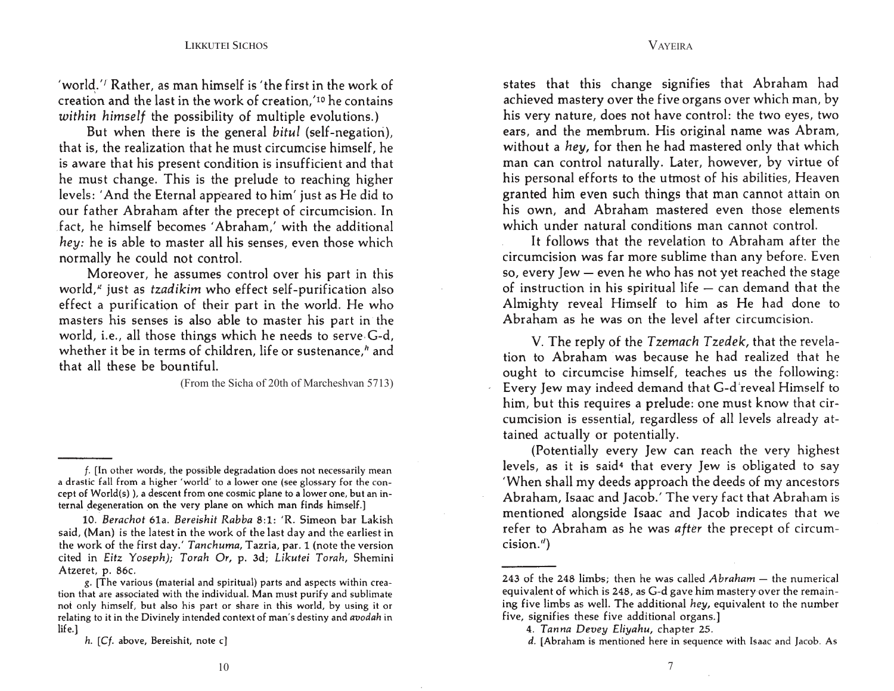'world.'[f] Rather, as man himself is 'the first in the work of creation and the last in the work of creation,'[10] he contains *within himself* the possibility of multiple evolutions.)

But when there is the general *bitul* (self-negation), that is, the realization that he must circumcise himself, he is aware that his present condition is insufficient and that he must change. This is the prelude to reaching higher levels: 'And the Eternal appeared to him' just as He did to our father Abraham after the precept of circumcision. In fact, he himself becomes 'Abraham,' with the additional *hey:* he is able to master all his senses, even those which normally he could not control.

Moreover, he assumes control over his part in this world,[g] just as *tzadikim* who effect self-purification also effect a purification of their part in the world. He who masters his senses is also able to master his part in the world, i.e., all those things which he needs to serve G-d, whether it be in terms of children, life or sustenance,[h] and that all these be bountiful.

(From the Sicha of 20th of Marcheshvan 5713)

---

f. [In other words, the possible degradation does not necessarily mean a drastic fall from a higher 'world' to a lower one (see glossary for the concept of World(s) ), a descent from one cosmic plane to a lower one, but an internal degeneration on the very plane on which man finds himself.]

10. *Berachot* 61a. *Bereishit Rabba* 8:1: 'R. Simeon bar Lakish said, (Man) is the latest in the work of the last day and the earliest in the work of the first day.' *Tanchuma*, Tazria, par. 1 (note the version cited in *Eitz Yoseph*); *Torah Or*, p. 3d; *Likutei Torah*, Shemini Atzeret, p. 86c.

g. [The various (material and spiritual) parts and aspects within creation that are associated with the individual. Man must purify and sublimate not only himself, but also his part or share in this world, by using it or relating to it in the Divinely intended context of man's destiny and *avodah* in life.]

h. [*Cf.* above, Bereishit, note c]

states that this change signifies that Abraham had achieved mastery over the five organs over which man, by his very nature, does not have control: the two eyes, two ears, and the membrum. His original name was Abram, without a *hey,* for then he had mastered only that which man can control naturally. Later, however, by virtue of his personal efforts to the utmost of his abilities, Heaven granted him even such things that man cannot attain on his own, and Abraham mastered even those elements which under natural conditions man cannot control.

It follows that the revelation to Abraham after the circumcision was far more sublime than any before. Even so, every Jew — even he who has not yet reached the stage of instruction in his spiritual life — can demand that the Almighty reveal Himself to him as He had done to Abraham as he was on the level after circumcision.

V. The reply of the *Tzemach Tzedek*, that the revelation to Abraham was because he had realized that he ought to circumcise himself, teaches us the following: Every Jew may indeed demand that G-d reveal Himself to him, but this requires a prelude: one must know that circumcision is essential, regardless of all levels already attained actually or potentially.

(Potentially every Jew can reach the very highest levels, as it is said[4] that every Jew is obligated to say 'When shall my deeds approach the deeds of my ancestors Abraham, Isaac and Jacob.' The very fact that Abraham is mentioned alongside Isaac and Jacob indicates that we refer to Abraham as he was *after* the precept of circumcision.[d])

---

243 of the 248 limbs; then he was called *Abraham* — the numerical equivalent of which is 248, as G-d gave him mastery over the remaining five limbs as well. The additional *hey,* equivalent to the number five, signifies these five additional organs.]

4. *Tanna Devey Eliyahu,* chapter 25.

d. [Abraham is mentioned here in sequence with Isaac and Jacob. As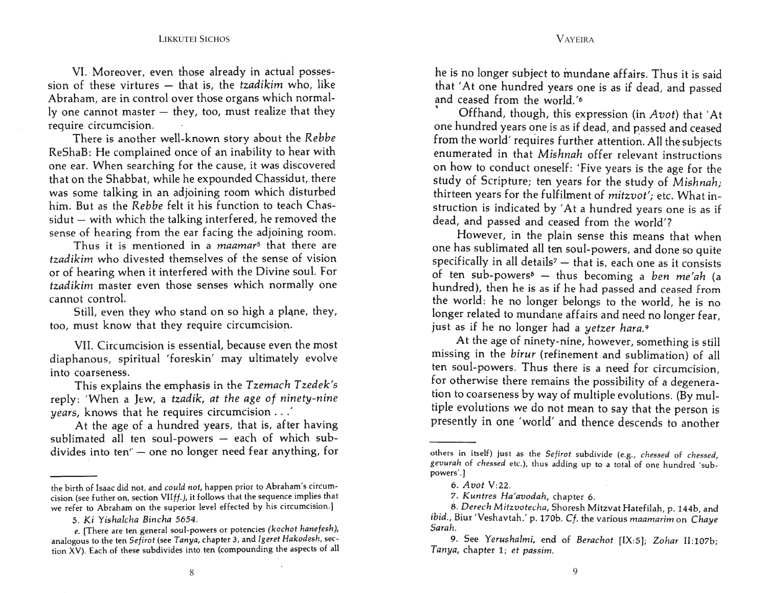VI. Moreover, even those already in actual possession of these virtues — that is, the *tzadikim* who, like Abraham, are in control over those organs which normally one cannot master — they, too, must realize that they require circumcision.

There is another well-known story about the *Rebbe* ReShaB: He complained once of an inability to hear with one ear. When searching for the cause, it was discovered that on the Shabbat, while he expounded Chassidut, there was some talking in an adjoining room which disturbed him. But as the *Rebbe* felt it his function to teach Chassidut — with which the talking interfered, he removed the sense of hearing from the ear facing the adjoining room.

Thus it is mentioned in a *maamar*[5] that there are *tzadikim* who divested themselves of the sense of vision or of hearing when it interfered with the Divine soul. For *tzadikim* master even those senses which normally one cannot control.

Still, even they who stand on so high a plane, they, too, must know that they require circumcision.

VII. Circumcision is essential, because even the most diaphanous, spiritual 'foreskin' may ultimately evolve into coarseness.

This explains the emphasis in the *Tzemach Tzedek's* reply: 'When a Jew, a *tzadik, at the age of ninety-nine years,* knows that he requires circumcision . . .'

At the age of a hundred years, that is, after having sublimated all ten soul-powers — each of which subdivides into ten[e] — one no longer need fear anything, for he is no longer subject to mundane affairs. Thus it is said that 'At one hundred years one is as if dead, and passed and ceased from the world.'[6]

Offhand, though, this expression (in *Avot*) that 'At one hundred years one is as if dead, and passed and ceased from the world' requires further attention. All the subjects enumerated in that *Mishnah* offer relevant instructions on how to conduct oneself: 'Five years is the age for the study of Scripture; ten years for the study of *Mishnah*; thirteen years for the fulfilment of *mitzvot*'; etc. What instruction is indicated by 'At a hundred years one is as if dead, and passed and ceased from the world'?

However, in the plain sense this means that when one has sublimated all ten soul-powers, and done so quite specifically in all details[7] — that is, each one as it consists of ten sub-powers[8] — thus becoming a *ben me'ah* (a hundred), then he is as if he had passed and ceased from the world: he no longer belongs to the world, he is no longer related to mundane affairs and need no longer fear, just as if he no longer had a *yetzer hara*.[9]

At the age of ninety-nine, however, something is still missing in the *birur* (refinement and sublimation) of all ten soul-powers. Thus there is a need for circumcision, for otherwise there remains the possibility of a degeneration to coarseness by way of multiple evolutions. (By multiple evolutions we do not mean to say that the person is presently in one 'world' and thence descends to another

---

the birth of Isaac did not, and *could not*, happen prior to Abraham's circumcision (see futher on, section VII*ff.*), it follows that the sequence implies that we refer to Abraham on the superior level effected by his circumcision.]

5. *Ki Yishalcha Bincha 5654.*

e. [There are ten general soul-powers or potencies *(kochot hanefesh)*, analogous to the ten *Sefirot* (see *Tanya*, chapter 3, and *Igeret Hakodesh*, section XV). Each of these subdivides into ten (compounding the aspects of all others in itself) just as the *Sefirot* subdivide (e.g., *chessed* of *chessed*, *gevurah* of *chessed* etc.), thus adding up to a total of one hundred 'sub-powers'.]

6. *Avot* V:22.

7. *Kuntres Ha'avodah*, chapter 6.

8. *Derech Mitzvotecha*, Shoresh Mitzvat Hatefilah, p. 144b, and *ibid.*, Biur 'Veshavtah,' p. 170b. *Cf.* the various *maamarim* on *Chaye Sarah*.

9. See *Yerushalmi*, end of *Berachot* [IX:5]; *Zohar* II:107b; *Tanya*, chapter 1; *et passim*.